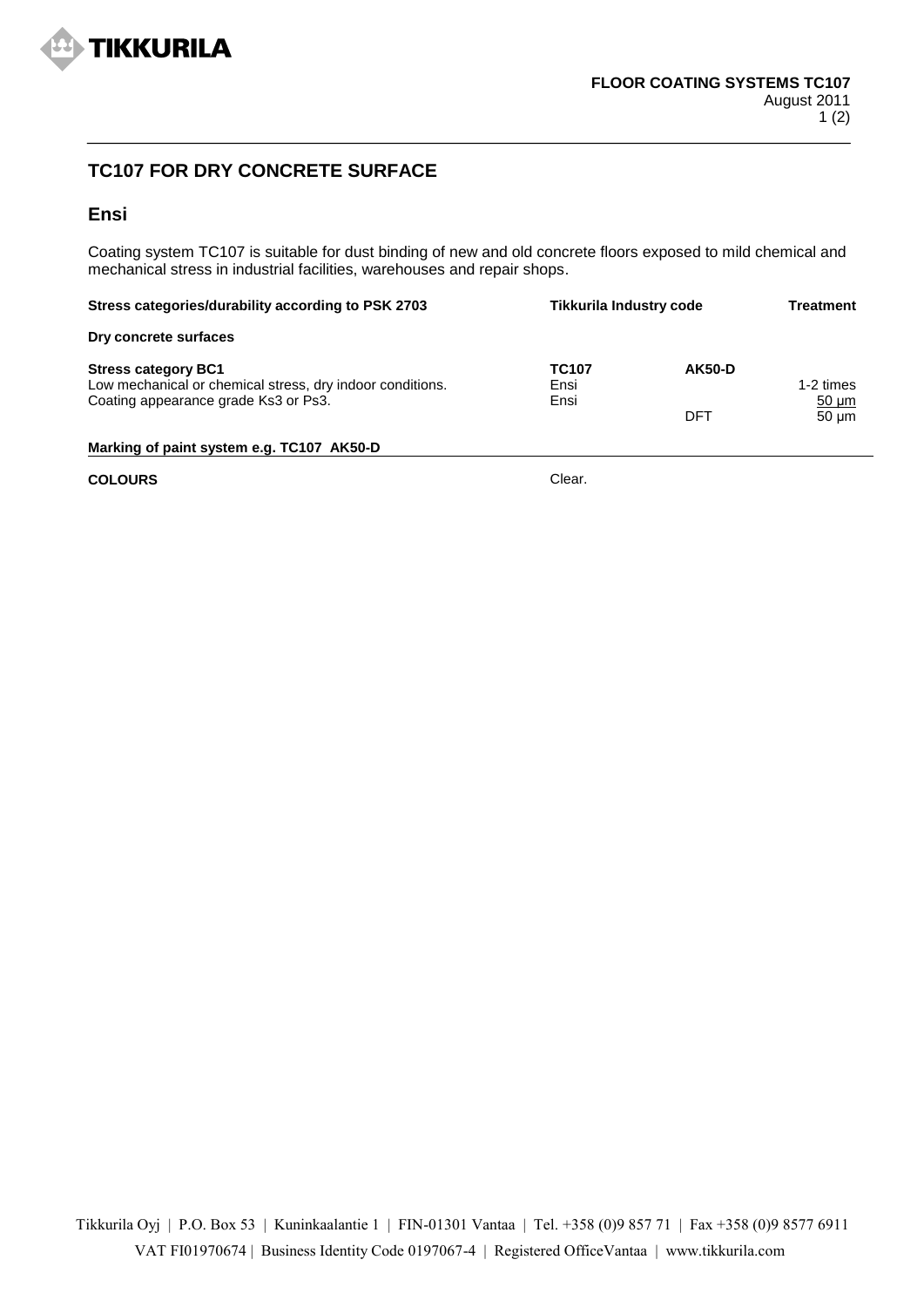**FLOOR COATING SYSTEMS TC107**
August 2011

## TC107 FOR DRY CONCRETE SURFACE

### Ensi

Coating system TC107 is suitable for dust binding of new and old concrete floors exposed to mild chemical and mechanical stress in industrial facilities, warehouses and repair shops.

| Stress categories/durability according to PSK 2703 | Tikkurila Industry code | | Treatment |
|---|---|---|---|
| **Dry concrete surfaces** | | | |
| **Stress category BC1** | **TC107** | **AK50-D** | |
| Low mechanical or chemical stress, dry indoor conditions. | Ensi | | 1-2 times |
| Coating appearance grade Ks3 or Ps3. | Ensi | | 50 µm |
| | | DFT | 50 µm |

**Marking of paint system e.g. TC107 AK50-D**

**COLOURS** Clear.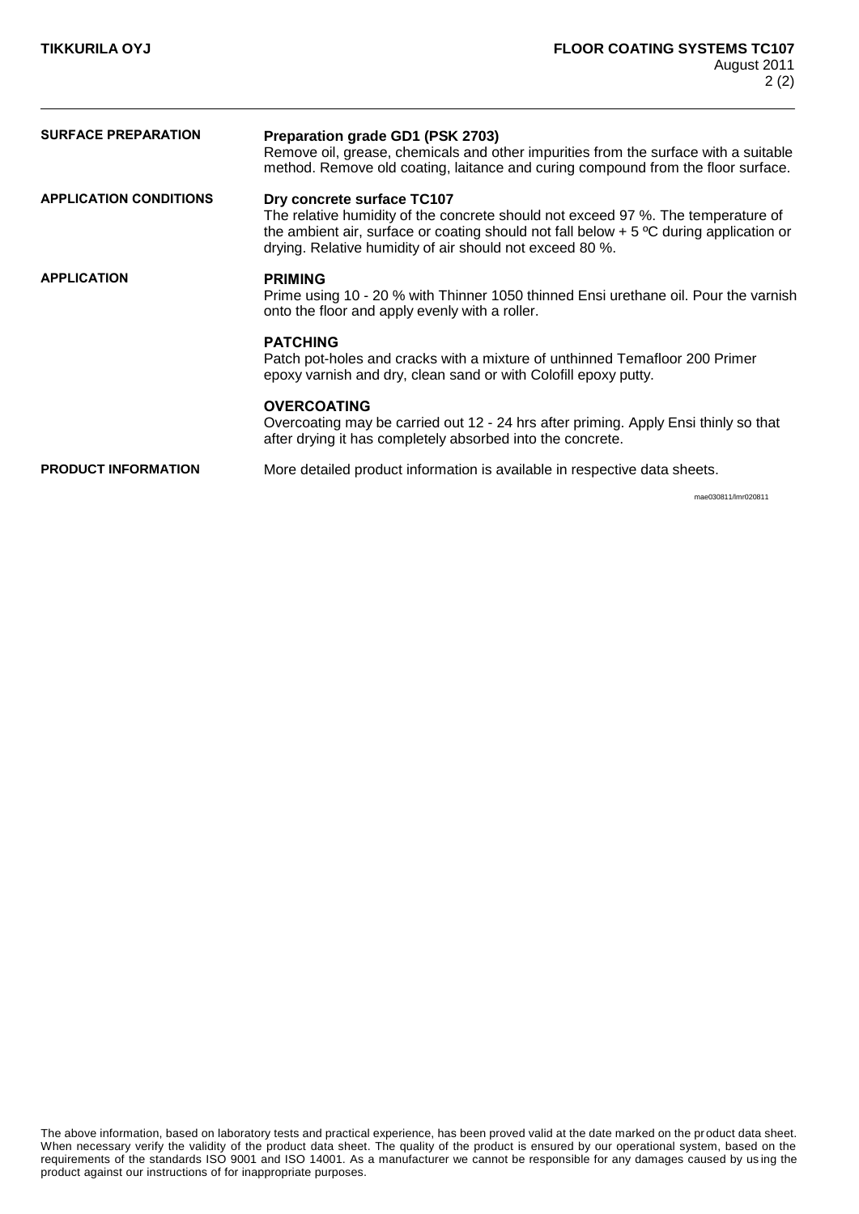**SURFACE PREPARATION**

**Preparation grade GD1 (PSK 2703)**
Remove oil, grease, chemicals and other impurities from the surface with a suitable method. Remove old coating, laitance and curing compound from the floor surface.

**APPLICATION CONDITIONS**

**Dry concrete surface TC107**
The relative humidity of the concrete should not exceed 97 %. The temperature of the ambient air, surface or coating should not fall below + 5 ºC during application or drying. Relative humidity of air should not exceed 80 %.

**APPLICATION**

**PRIMING**
Prime using 10 - 20 % with Thinner 1050 thinned Ensi urethane oil. Pour the varnish onto the floor and apply evenly with a roller.

**PATCHING**
Patch pot-holes and cracks with a mixture of unthinned Temafloor 200 Primer epoxy varnish and dry, clean sand or with Colofill epoxy putty.

**OVERCOATING**
Overcoating may be carried out 12 - 24 hrs after priming. Apply Ensi thinly so that after drying it has completely absorbed into the concrete.

**PRODUCT INFORMATION**

More detailed product information is available in respective data sheets.

mae030811/lmr020811

The above information, based on laboratory tests and practical experience, has been proved valid at the date marked on the product data sheet. When necessary verify the validity of the product data sheet. The quality of the product is ensured by our operational system, based on the requirements of the standards ISO 9001 and ISO 14001. As a manufacturer we cannot be responsible for any damages caused by using the product against our instructions of for inappropriate purposes.